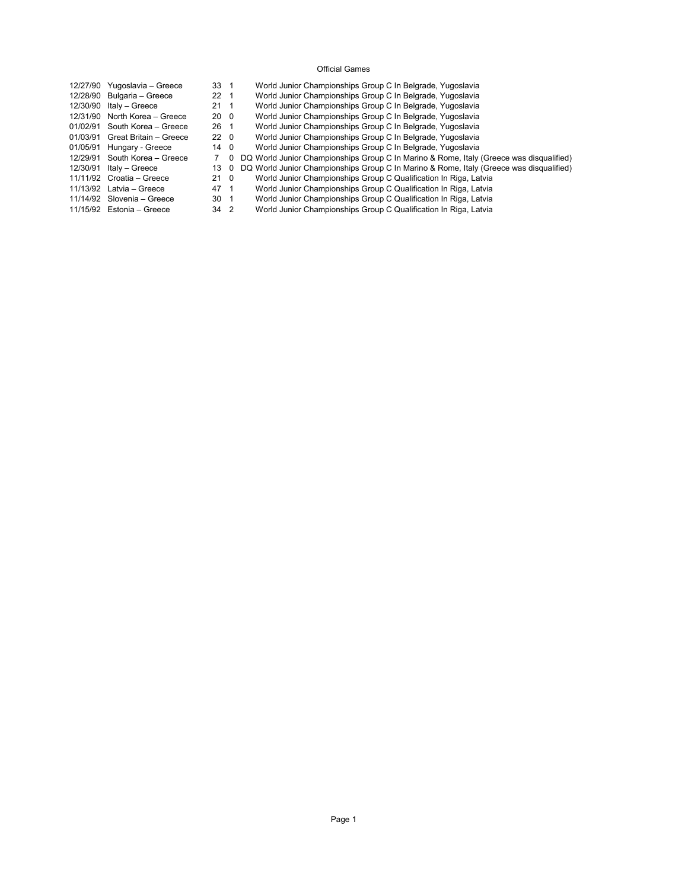Official Games

| | | | | | |
|---|---|---|---|---|---|
| 12/27/90 | Yugoslavia – Greece | 33 | 1 | | World Junior Championships Group C In Belgrade, Yugoslavia |
| 12/28/90 | Bulgaria – Greece | 22 | 1 | | World Junior Championships Group C In Belgrade, Yugoslavia |
| 12/30/90 | Italy – Greece | 21 | 1 | | World Junior Championships Group C In Belgrade, Yugoslavia |
| 12/31/90 | North Korea – Greece | 20 | 0 | | World Junior Championships Group C In Belgrade, Yugoslavia |
| 01/02/91 | South Korea – Greece | 26 | 1 | | World Junior Championships Group C In Belgrade, Yugoslavia |
| 01/03/91 | Great Britain – Greece | 22 | 0 | | World Junior Championships Group C In Belgrade, Yugoslavia |
| 01/05/91 | Hungary - Greece | 14 | 0 | | World Junior Championships Group C In Belgrade, Yugoslavia |
| 12/29/91 | South Korea – Greece | 7 | 0 | DQ | World Junior Championships Group C In Marino & Rome, Italy (Greece was disqualified) |
| 12/30/91 | Italy – Greece | 13 | 0 | DQ | World Junior Championships Group C In Marino & Rome, Italy (Greece was disqualified) |
| 11/11/92 | Croatia – Greece | 21 | 0 | | World Junior Championships Group C Qualification In Riga, Latvia |
| 11/13/92 | Latvia – Greece | 47 | 1 | | World Junior Championships Group C Qualification In Riga, Latvia |
| 11/14/92 | Slovenia – Greece | 30 | 1 | | World Junior Championships Group C Qualification In Riga, Latvia |
| 11/15/92 | Estonia – Greece | 34 | 2 | | World Junior Championships Group C Qualification In Riga, Latvia |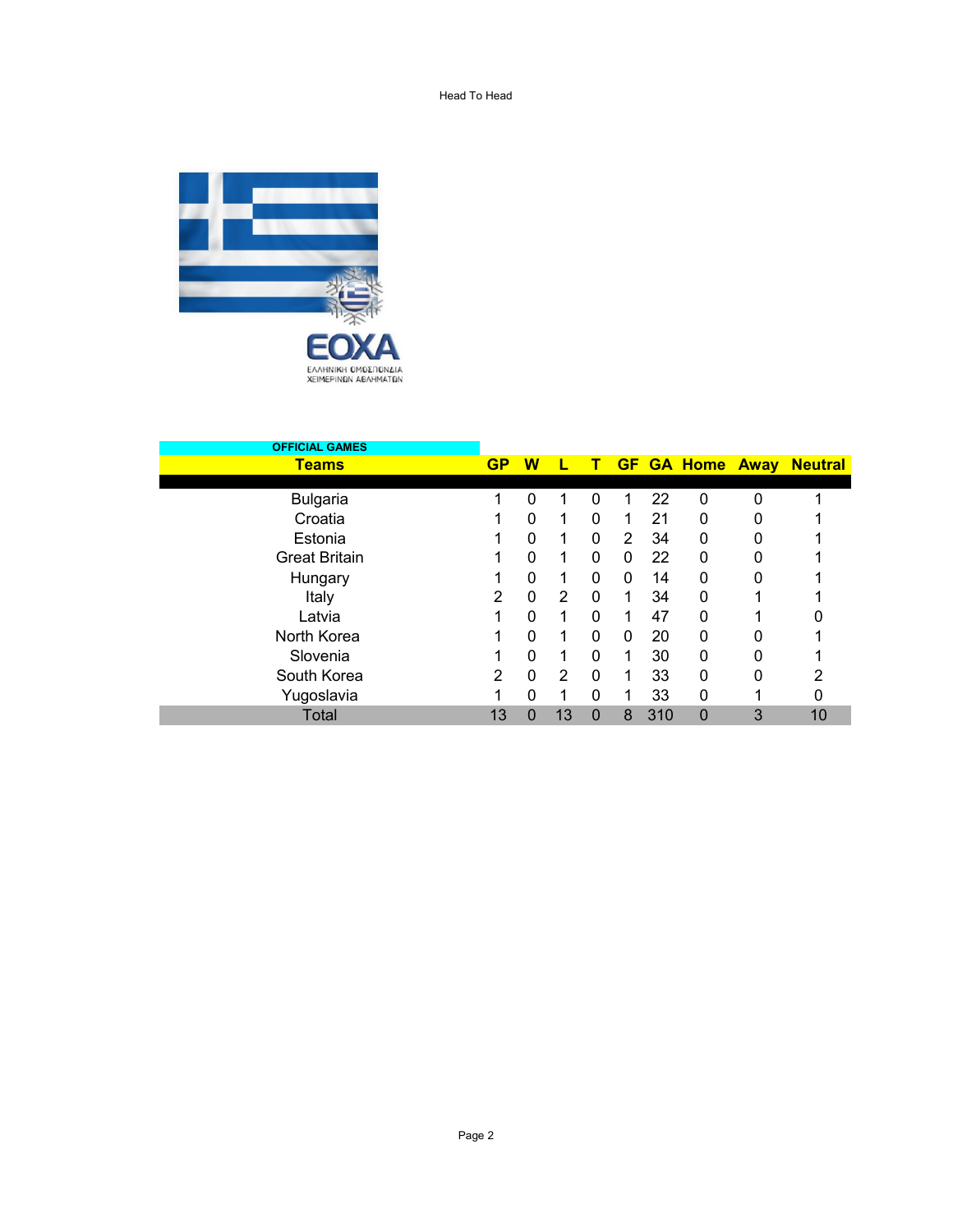Head To Head

ΕΟΧΑ

ΕΛΛΗΝΙΚΗ ΟΜΟΣΠΟΝΔΙΑ ΧΕΙΜΕΡΙΝΩΝ ΑΘΛΗΜΑΤΩΝ

**OFFICIAL GAMES**

| Teams | GP | W | L | T | GF | GA | Home | Away | Neutral |
|---|---|---|---|---|---|---|---|---|---|
| Bulgaria | 1 | 0 | 1 | 0 | 1 | 22 | 0 | 0 | 1 |
| Croatia | 1 | 0 | 1 | 0 | 1 | 21 | 0 | 0 | 1 |
| Estonia | 1 | 0 | 1 | 0 | 2 | 34 | 0 | 0 | 1 |
| Great Britain | 1 | 0 | 1 | 0 | 0 | 22 | 0 | 0 | 1 |
| Hungary | 1 | 0 | 1 | 0 | 0 | 14 | 0 | 0 | 1 |
| Italy | 2 | 0 | 2 | 0 | 1 | 34 | 0 | 1 | 1 |
| Latvia | 1 | 0 | 1 | 0 | 1 | 47 | 0 | 1 | 0 |
| North Korea | 1 | 0 | 1 | 0 | 0 | 20 | 0 | 0 | 1 |
| Slovenia | 1 | 0 | 1 | 0 | 1 | 30 | 0 | 0 | 1 |
| South Korea | 2 | 0 | 2 | 0 | 1 | 33 | 0 | 0 | 2 |
| Yugoslavia | 1 | 0 | 1 | 0 | 1 | 33 | 0 | 1 | 0 |
| Total | 13 | 0 | 13 | 0 | 8 | 310 | 0 | 3 | 10 |